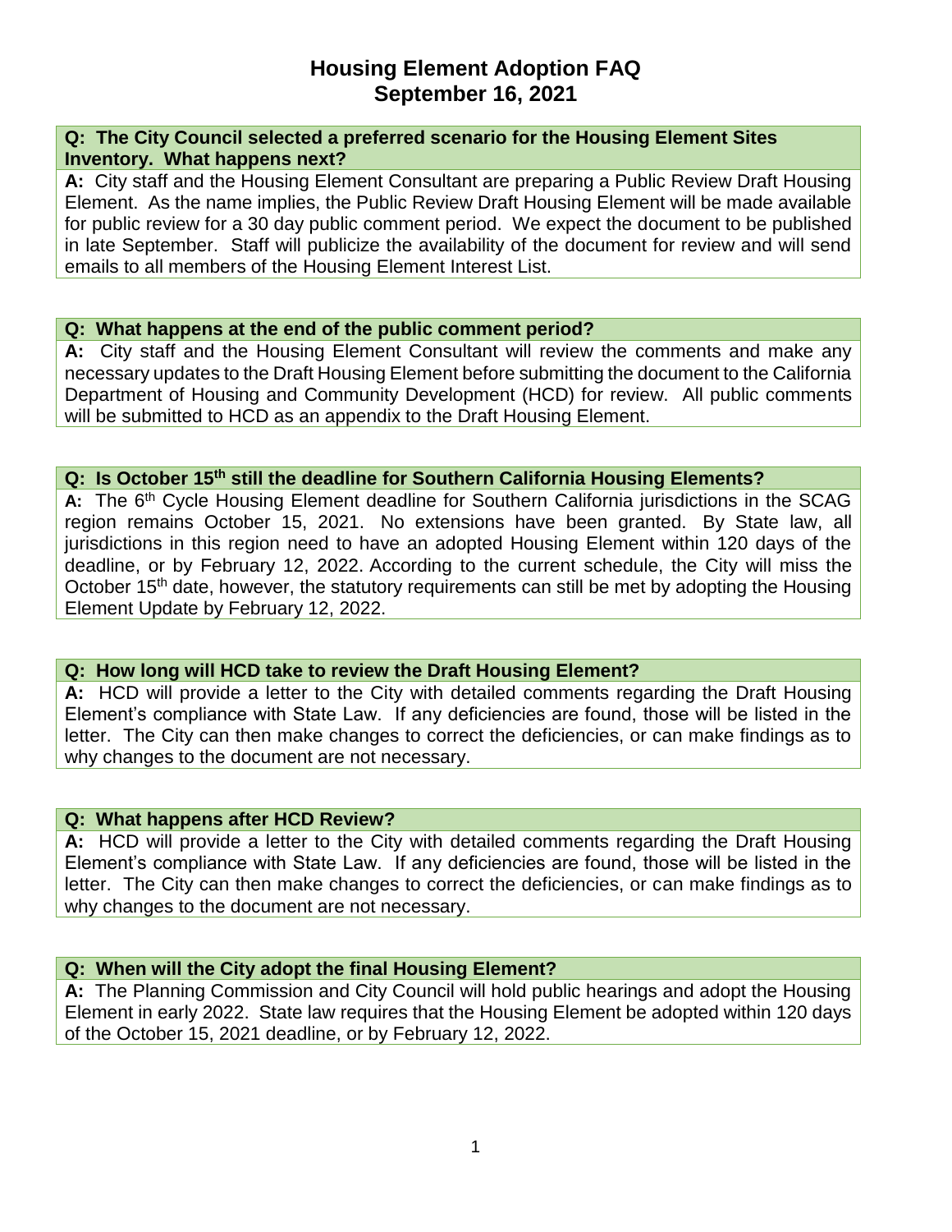# Housing Element Adoption FAQ
# September 16, 2021

**Q: The City Council selected a preferred scenario for the Housing Element Sites Inventory. What happens next?**

**A:** City staff and the Housing Element Consultant are preparing a Public Review Draft Housing Element. As the name implies, the Public Review Draft Housing Element will be made available for public review for a 30 day public comment period. We expect the document to be published in late September. Staff will publicize the availability of the document for review and will send emails to all members of the Housing Element Interest List.

**Q: What happens at the end of the public comment period?**

**A:** City staff and the Housing Element Consultant will review the comments and make any necessary updates to the Draft Housing Element before submitting the document to the California Department of Housing and Community Development (HCD) for review. All public comments will be submitted to HCD as an appendix to the Draft Housing Element.

**Q: Is October 15th still the deadline for Southern California Housing Elements?**

**A:** The 6th Cycle Housing Element deadline for Southern California jurisdictions in the SCAG region remains October 15, 2021. No extensions have been granted. By State law, all jurisdictions in this region need to have an adopted Housing Element within 120 days of the deadline, or by February 12, 2022. According to the current schedule, the City will miss the October 15th date, however, the statutory requirements can still be met by adopting the Housing Element Update by February 12, 2022.

**Q: How long will HCD take to review the Draft Housing Element?**

**A:** HCD will provide a letter to the City with detailed comments regarding the Draft Housing Element's compliance with State Law. If any deficiencies are found, those will be listed in the letter. The City can then make changes to correct the deficiencies, or can make findings as to why changes to the document are not necessary.

**Q: What happens after HCD Review?**

**A:** HCD will provide a letter to the City with detailed comments regarding the Draft Housing Element's compliance with State Law. If any deficiencies are found, those will be listed in the letter. The City can then make changes to correct the deficiencies, or can make findings as to why changes to the document are not necessary.

**Q: When will the City adopt the final Housing Element?**

**A:** The Planning Commission and City Council will hold public hearings and adopt the Housing Element in early 2022. State law requires that the Housing Element be adopted within 120 days of the October 15, 2021 deadline, or by February 12, 2022.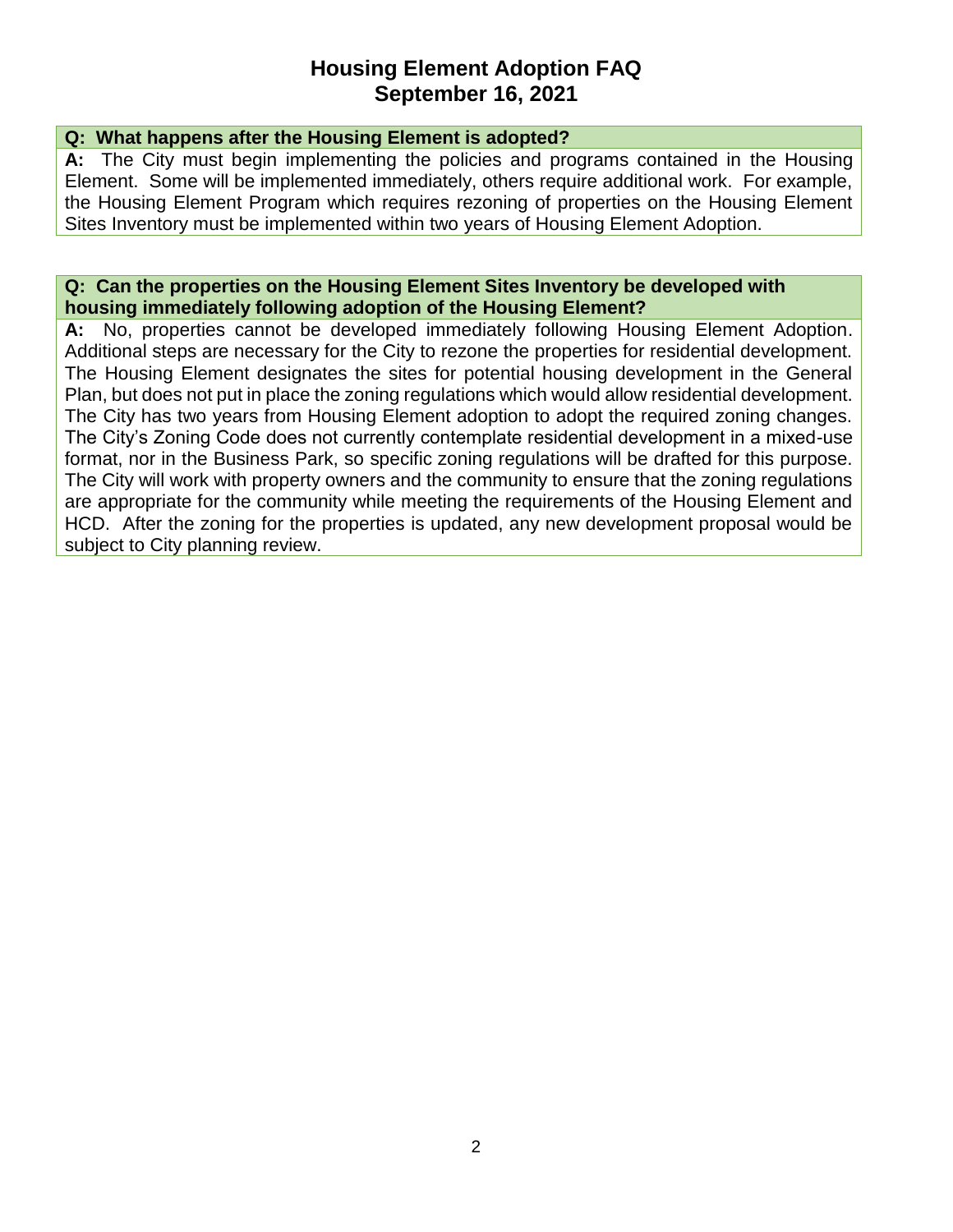# Housing Element Adoption FAQ
# September 16, 2021

**Q: What happens after the Housing Element is adopted?**

**A:** The City must begin implementing the policies and programs contained in the Housing Element. Some will be implemented immediately, others require additional work. For example, the Housing Element Program which requires rezoning of properties on the Housing Element Sites Inventory must be implemented within two years of Housing Element Adoption.

**Q: Can the properties on the Housing Element Sites Inventory be developed with housing immediately following adoption of the Housing Element?**

**A:** No, properties cannot be developed immediately following Housing Element Adoption. Additional steps are necessary for the City to rezone the properties for residential development. The Housing Element designates the sites for potential housing development in the General Plan, but does not put in place the zoning regulations which would allow residential development. The City has two years from Housing Element adoption to adopt the required zoning changes. The City's Zoning Code does not currently contemplate residential development in a mixed-use format, nor in the Business Park, so specific zoning regulations will be drafted for this purpose. The City will work with property owners and the community to ensure that the zoning regulations are appropriate for the community while meeting the requirements of the Housing Element and HCD. After the zoning for the properties is updated, any new development proposal would be subject to City planning review.